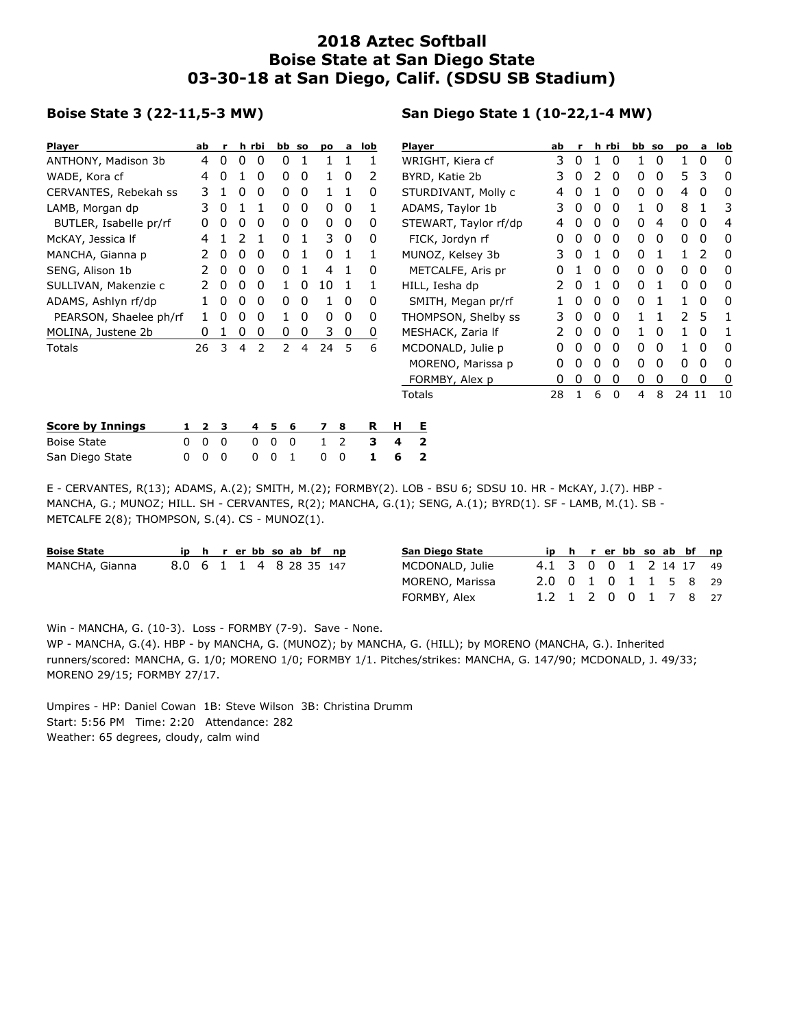# 2018 Aztec Softball
# Boise State at San Diego State
# 03-30-18 at San Diego, Calif. (SDSU SB Stadium)

### Boise State 3 (22-11,5-3 MW)

| Player | ab | r | h | rbi | bb | so | po | a | lob |
|---|---|---|---|---|---|---|---|---|---|
| ANTHONY, Madison 3b | 4 | 0 | 0 | 0 | 0 | 1 | 1 | 1 | 1 |
| WADE, Kora cf | 4 | 0 | 1 | 0 | 0 | 0 | 1 | 0 | 2 |
| CERVANTES, Rebekah ss | 3 | 1 | 0 | 0 | 0 | 0 | 1 | 1 | 0 |
| LAMB, Morgan dp | 3 | 0 | 1 | 1 | 0 | 0 | 0 | 0 | 1 |
| BUTLER, Isabelle pr/rf | 0 | 0 | 0 | 0 | 0 | 0 | 0 | 0 | 0 |
| McKAY, Jessica lf | 4 | 1 | 2 | 1 | 0 | 1 | 3 | 0 | 0 |
| MANCHA, Gianna p | 2 | 0 | 0 | 0 | 0 | 1 | 0 | 1 | 1 |
| SENG, Alison 1b | 2 | 0 | 0 | 0 | 0 | 1 | 4 | 1 | 0 |
| SULLIVAN, Makenzie c | 2 | 0 | 0 | 0 | 1 | 0 | 10 | 1 | 1 |
| ADAMS, Ashlyn rf/dp | 1 | 0 | 0 | 0 | 0 | 0 | 1 | 0 | 0 |
| PEARSON, Shaelee ph/rf | 1 | 0 | 0 | 0 | 1 | 0 | 0 | 0 | 0 |
| MOLINA, Justene 2b | 0 | 1 | 0 | 0 | 0 | 0 | 3 | 0 | 0 |
| Totals | 26 | 3 | 4 | 2 | 2 | 4 | 24 | 5 | 6 |

### San Diego State 1 (10-22,1-4 MW)

| Player | ab | r | h | rbi | bb | so | po | a | lob |
|---|---|---|---|---|---|---|---|---|---|
| WRIGHT, Kiera cf | 3 | 0 | 1 | 0 | 1 | 0 | 1 | 0 | 0 |
| BYRD, Katie 2b | 3 | 0 | 2 | 0 | 0 | 0 | 5 | 3 | 0 |
| STURDIVANT, Molly c | 4 | 0 | 1 | 0 | 0 | 0 | 4 | 0 | 0 |
| ADAMS, Taylor 1b | 3 | 0 | 0 | 0 | 1 | 0 | 8 | 1 | 3 |
| STEWART, Taylor rf/dp | 4 | 0 | 0 | 0 | 0 | 4 | 0 | 0 | 4 |
| FICK, Jordyn rf | 0 | 0 | 0 | 0 | 0 | 0 | 0 | 0 | 0 |
| MUNOZ, Kelsey 3b | 3 | 0 | 1 | 0 | 0 | 1 | 1 | 2 | 0 |
| METCALFE, Aris pr | 0 | 1 | 0 | 0 | 0 | 0 | 0 | 0 | 0 |
| HILL, Iesha dp | 2 | 0 | 1 | 0 | 0 | 1 | 0 | 0 | 0 |
| SMITH, Megan pr/rf | 1 | 0 | 0 | 0 | 0 | 1 | 1 | 0 | 0 |
| THOMPSON, Shelby ss | 3 | 0 | 0 | 0 | 1 | 1 | 2 | 5 | 1 |
| MESHACK, Zaria lf | 2 | 0 | 0 | 0 | 1 | 0 | 1 | 0 | 1 |
| MCDONALD, Julie p | 0 | 0 | 0 | 0 | 0 | 0 | 1 | 0 | 0 |
| MORENO, Marissa p | 0 | 0 | 0 | 0 | 0 | 0 | 0 | 0 | 0 |
| FORMBY, Alex p | 0 | 0 | 0 | 0 | 0 | 0 | 0 | 0 | 0 |
| Totals | 28 | 1 | 6 | 0 | 4 | 8 | 24 | 11 | 10 |

| Score by Innings | 1 | 2 | 3 | 4 | 5 | 6 | 7 | 8 | R | H | E |
|---|---|---|---|---|---|---|---|---|---|---|---|
| Boise State | 0 | 0 | 0 | 0 | 0 | 0 | 1 | 2 | **3** | **4** | **2** |
| San Diego State | 0 | 0 | 0 | 0 | 0 | 1 | 0 | 0 | **1** | **6** | **2** |

E - CERVANTES, R(13); ADAMS, A.(2); SMITH, M.(2); FORMBY(2). LOB - BSU 6; SDSU 10. HR - McKAY, J.(7). HBP - MANCHA, G.; MUNOZ; HILL. SH - CERVANTES, R(2); MANCHA, G.(1); SENG, A.(1); BYRD(1). SF - LAMB, M.(1). SB - METCALFE 2(8); THOMPSON, S.(4). CS - MUNOZ(1).

| Boise State | ip | h | r | er | bb | so | ab | bf | np |
|---|---|---|---|---|---|---|---|---|---|
| MANCHA, Gianna | 8.0 | 6 | 1 | 1 | 4 | 8 | 28 | 35 | 147 |

| San Diego State | ip | h | r | er | bb | so | ab | bf | np |
|---|---|---|---|---|---|---|---|---|---|
| MCDONALD, Julie | 4.1 | 3 | 0 | 0 | 1 | 2 | 14 | 17 | 49 |
| MORENO, Marissa | 2.0 | 0 | 1 | 0 | 1 | 1 | 5 | 8 | 29 |
| FORMBY, Alex | 1.2 | 1 | 2 | 0 | 0 | 1 | 7 | 8 | 27 |

Win - MANCHA, G. (10-3). Loss - FORMBY (7-9). Save - None.
WP - MANCHA, G.(4). HBP - by MANCHA, G. (MUNOZ); by MANCHA, G. (HILL); by MORENO (MANCHA, G.). Inherited runners/scored: MANCHA, G. 1/0; MORENO 1/0; FORMBY 1/1. Pitches/strikes: MANCHA, G. 147/90; MCDONALD, J. 49/33; MORENO 29/15; FORMBY 27/17.

Umpires - HP: Daniel Cowan 1B: Steve Wilson 3B: Christina Drumm
Start: 5:56 PM Time: 2:20 Attendance: 282
Weather: 65 degrees, cloudy, calm wind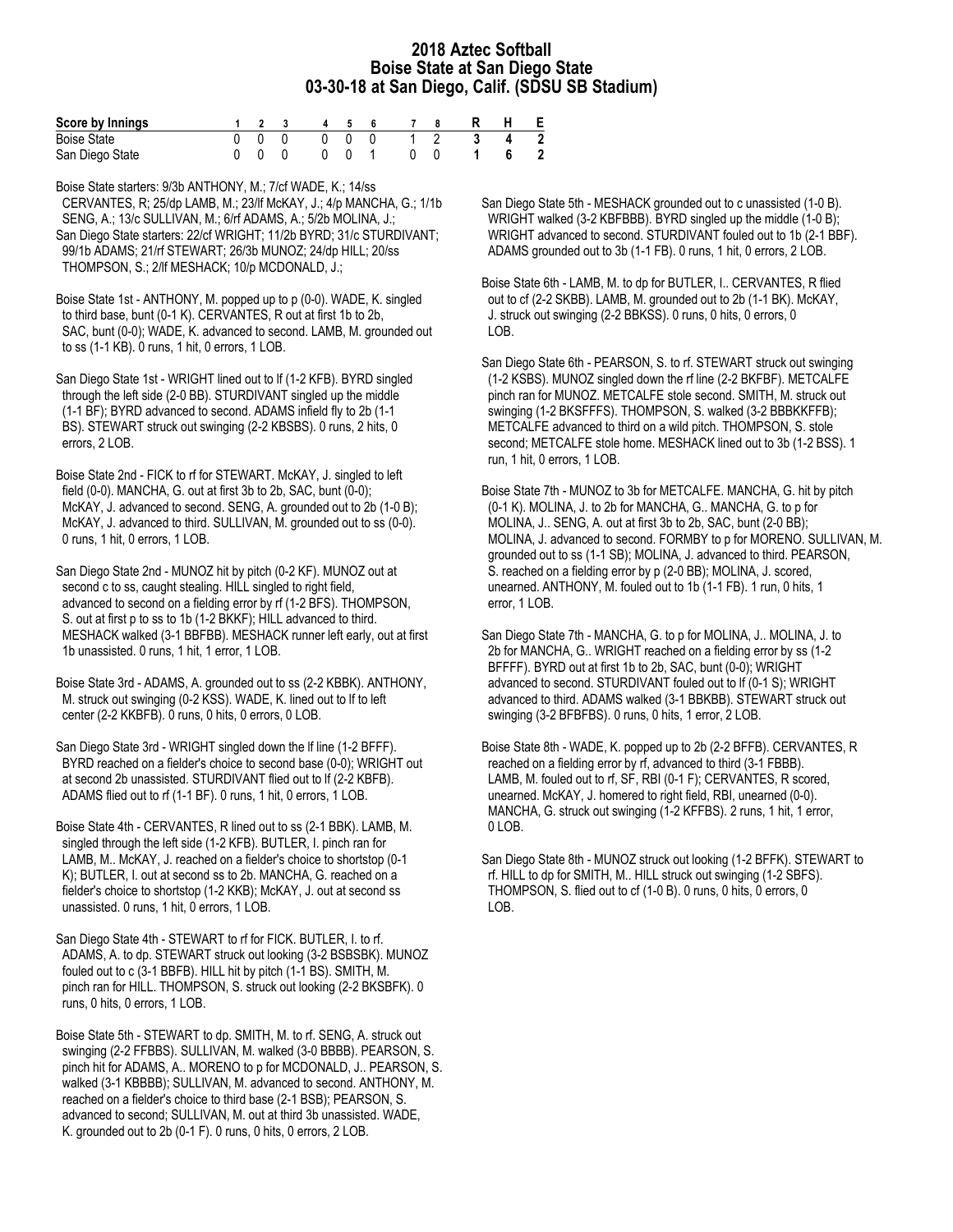# 2018 Aztec Softball
## Boise State at San Diego State
## 03-30-18 at San Diego, Calif. (SDSU SB Stadium)

| Score by Innings | 1 | 2 | 3 | 4 | 5 | 6 | 7 | 8 | R | H | E |
|---|---|---|---|---|---|---|---|---|---|---|---|
| Boise State | 0 | 0 | 0 | 0 | 0 | 0 | 1 | 2 | 3 | 4 | 2 |
| San Diego State | 0 | 0 | 0 | 0 | 0 | 1 | 0 | 0 | 1 | 6 | 2 |

Boise State starters: 9/3b ANTHONY, M.; 7/cf WADE, K.; 14/ss CERVANTES, R; 25/dp LAMB, M.; 23/lf McKAY, J.; 4/p MANCHA, G.; 1/1b SENG, A.; 13/c SULLIVAN, M.; 6/rf ADAMS, A.; 5/2b MOLINA, J.;
San Diego State starters: 22/cf WRIGHT; 11/2b BYRD; 31/c STURDIVANT; 99/1b ADAMS; 21/rf STEWART; 26/3b MUNOZ; 24/dp HILL; 20/ss THOMPSON, S.; 2/lf MESHACK; 10/p MCDONALD, J.;

Boise State 1st - ANTHONY, M. popped up to p (0-0). WADE, K. singled to third base, bunt (0-1 K). CERVANTES, R out at first 1b to 2b, SAC, bunt (0-0); WADE, K. advanced to second. LAMB, M. grounded out to ss (1-1 KB). 0 runs, 1 hit, 0 errors, 1 LOB.

San Diego State 1st - WRIGHT lined out to lf (1-2 KFB). BYRD singled through the left side (2-0 BB). STURDIVANT singled up the middle (1-1 BF); BYRD advanced to second. ADAMS infield fly to 2b (1-1 BS). STEWART struck out swinging (2-2 KBSBS). 0 runs, 2 hits, 0 errors, 2 LOB.

Boise State 2nd - FICK to rf for STEWART. McKAY, J. singled to left field (0-0). MANCHA, G. out at first 3b to 2b, SAC, bunt (0-0); McKAY, J. advanced to second. SENG, A. grounded out to 2b (1-0 B); McKAY, J. advanced to third. SULLIVAN, M. grounded out to ss (0-0). 0 runs, 1 hit, 0 errors, 1 LOB.

San Diego State 2nd - MUNOZ hit by pitch (0-2 KF). MUNOZ out at second c to ss, caught stealing. HILL singled to right field, advanced to second on a fielding error by rf (1-2 BFS). THOMPSON, S. out at first p to ss to 1b (1-2 BKKF); HILL advanced to third. MESHACK walked (3-1 BBFBB). MESHACK runner left early, out at first 1b unassisted. 0 runs, 1 hit, 1 error, 1 LOB.

Boise State 3rd - ADAMS, A. grounded out to ss (2-2 KBBK). ANTHONY, M. struck out swinging (0-2 KSS). WADE, K. lined out to lf to left center (2-2 KKBFB). 0 runs, 0 hits, 0 errors, 0 LOB.

San Diego State 3rd - WRIGHT singled down the lf line (1-2 BFFF). BYRD reached on a fielder's choice to second base (0-0); WRIGHT out at second 2b unassisted. STURDIVANT flied out to lf (2-2 KBFB). ADAMS flied out to rf (1-1 BF). 0 runs, 1 hit, 0 errors, 1 LOB.

Boise State 4th - CERVANTES, R lined out to ss (2-1 BBK). LAMB, M. singled through the left side (1-2 KFB). BUTLER, I. pinch ran for LAMB, M.. McKAY, J. reached on a fielder's choice to shortstop (0-1 K); BUTLER, I. out at second ss to 2b. MANCHA, G. reached on a fielder's choice to shortstop (1-2 KKB); McKAY, J. out at second ss unassisted. 0 runs, 1 hit, 0 errors, 1 LOB.

San Diego State 4th - STEWART to rf for FICK. BUTLER, I. to rf. ADAMS, A. to dp. STEWART struck out looking (3-2 BSBSBK). MUNOZ fouled out to c (3-1 BBFB). HILL hit by pitch (1-1 BS). SMITH, M. pinch ran for HILL. THOMPSON, S. struck out looking (2-2 BKSBFK). 0 runs, 0 hits, 0 errors, 1 LOB.

Boise State 5th - STEWART to dp. SMITH, M. to rf. SENG, A. struck out swinging (2-2 FFBBS). SULLIVAN, M. walked (3-0 BBBB). PEARSON, S. pinch hit for ADAMS, A.. MORENO to p for MCDONALD, J.. PEARSON, S. walked (3-1 KBBBB); SULLIVAN, M. advanced to second. ANTHONY, M. reached on a fielder's choice to third base (2-1 BSB); PEARSON, S. advanced to second; SULLIVAN, M. out at third 3b unassisted. WADE, K. grounded out to 2b (0-1 F). 0 runs, 0 hits, 0 errors, 2 LOB.

San Diego State 5th - MESHACK grounded out to c unassisted (1-0 B). WRIGHT walked (3-2 KBFBBB). BYRD singled up the middle (1-0 B); WRIGHT advanced to second. STURDIVANT fouled out to 1b (2-1 BBF). ADAMS grounded out to 3b (1-1 FB). 0 runs, 1 hit, 0 errors, 2 LOB.

Boise State 6th - LAMB, M. to dp for BUTLER, I.. CERVANTES, R flied out to cf (2-2 SKBB). LAMB, M. grounded out to 2b (1-1 BK). McKAY, J. struck out swinging (2-2 BBKSS). 0 runs, 0 hits, 0 errors, 0 LOB.

San Diego State 6th - PEARSON, S. to rf. STEWART struck out swinging (1-2 KSBS). MUNOZ singled down the rf line (2-2 BKFBF). METCALFE pinch ran for MUNOZ. METCALFE stole second. SMITH, M. struck out swinging (1-2 BKSFFFS). THOMPSON, S. walked (3-2 BBBKKFFB); METCALFE advanced to third on a wild pitch. THOMPSON, S. stole second; METCALFE stole home. MESHACK lined out to 3b (1-2 BSS). 1 run, 1 hit, 0 errors, 1 LOB.

Boise State 7th - MUNOZ to 3b for METCALFE. MANCHA, G. hit by pitch (0-1 K). MOLINA, J. to 2b for MANCHA, G.. MANCHA, G. to p for MOLINA, J.. SENG, A. out at first 3b to 2b, SAC, bunt (2-0 BB); MOLINA, J. advanced to second. FORMBY to p for MORENO. SULLIVAN, M. grounded out to ss (1-1 SB); MOLINA, J. advanced to third. PEARSON, S. reached on a fielding error by p (2-0 BB); MOLINA, J. scored, unearned. ANTHONY, M. fouled out to 1b (1-1 FB). 1 run, 0 hits, 1 error, 1 LOB.

San Diego State 7th - MANCHA, G. to p for MOLINA, J.. MOLINA, J. to 2b for MANCHA, G.. WRIGHT reached on a fielding error by ss (1-2 BFFFF). BYRD out at first 1b to 2b, SAC, bunt (0-0); WRIGHT advanced to second. STURDIVANT fouled out to lf (0-1 S); WRIGHT advanced to third. ADAMS walked (3-1 BBKBB). STEWART struck out swinging (3-2 BFBFBS). 0 runs, 0 hits, 1 error, 2 LOB.

Boise State 8th - WADE, K. popped up to 2b (2-2 BFFB). CERVANTES, R reached on a fielding error by rf, advanced to third (3-1 FBBB). LAMB, M. fouled out to rf, SF, RBI (0-1 F); CERVANTES, R scored, unearned. McKAY, J. homered to right field, RBI, unearned (0-0). MANCHA, G. struck out swinging (1-2 KFFBS). 2 runs, 1 hit, 1 error, 0 LOB.

San Diego State 8th - MUNOZ struck out looking (1-2 BFFK). STEWART to rf. HILL to dp for SMITH, M.. HILL struck out swinging (1-2 SBFS). THOMPSON, S. flied out to cf (1-0 B). 0 runs, 0 hits, 0 errors, 0 LOB.